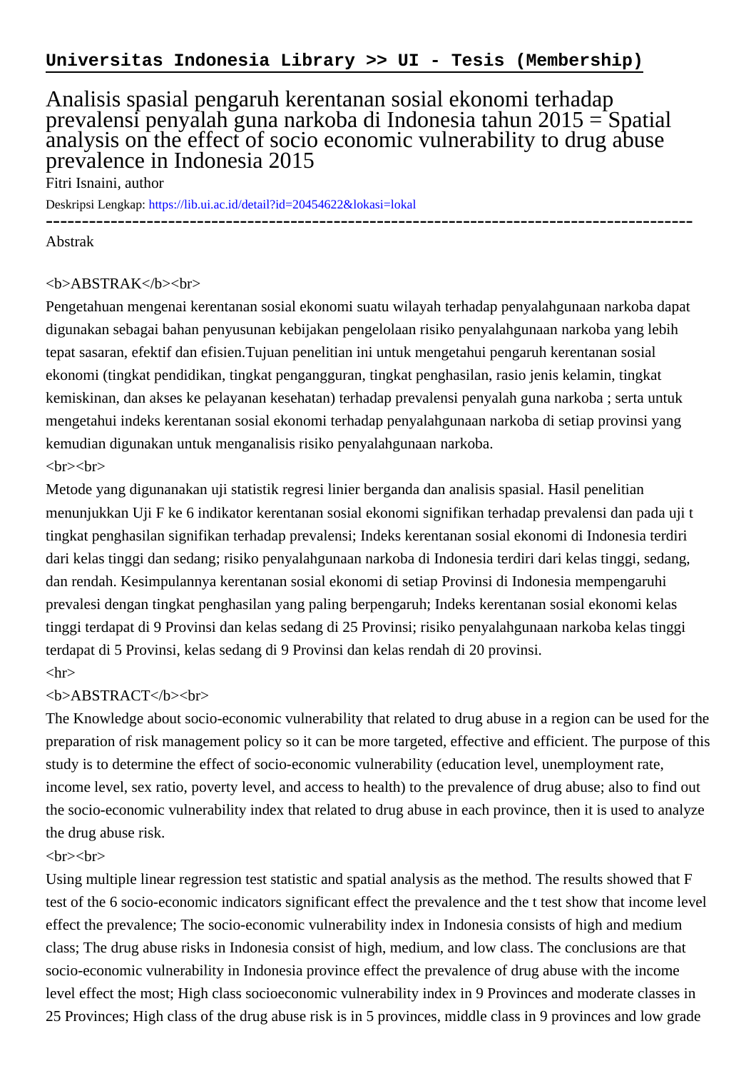**Universitas Indonesia Library >> UI - Tesis (Membership)**

# Analisis spasial pengaruh kerentanan sosial ekonomi terhadap prevalensi penyalah guna narkoba di Indonesia tahun 2015 = Spatial analysis on the effect of socio economic vulnerability to drug abuse prevalence in Indonesia 2015

Fitri Isnaini, author

Deskripsi Lengkap: https://lib.ui.ac.id/detail?id=20454622&lokasi=lokal

------------------------------------------------------------------------------------------

Abstrak

<b>ABSTRAK</b><br>

Pengetahuan mengenai kerentanan sosial ekonomi suatu wilayah terhadap penyalahgunaan narkoba dapat digunakan sebagai bahan penyusunan kebijakan pengelolaan risiko penyalahgunaan narkoba yang lebih tepat sasaran, efektif dan efisien.Tujuan penelitian ini untuk mengetahui pengaruh kerentanan sosial ekonomi (tingkat pendidikan, tingkat pengangguran, tingkat penghasilan, rasio jenis kelamin, tingkat kemiskinan, dan akses ke pelayanan kesehatan) terhadap prevalensi penyalah guna narkoba ; serta untuk mengetahui indeks kerentanan sosial ekonomi terhadap penyalahgunaan narkoba di setiap provinsi yang kemudian digunakan untuk menganalisis risiko penyalahgunaan narkoba.

<br><br>

Metode yang digunanakan uji statistik regresi linier berganda dan analisis spasial. Hasil penelitian menunjukkan Uji F ke 6 indikator kerentanan sosial ekonomi signifikan terhadap prevalensi dan pada uji t tingkat penghasilan signifikan terhadap prevalensi; Indeks kerentanan sosial ekonomi di Indonesia terdiri dari kelas tinggi dan sedang; risiko penyalahgunaan narkoba di Indonesia terdiri dari kelas tinggi, sedang, dan rendah. Kesimpulannya kerentanan sosial ekonomi di setiap Provinsi di Indonesia mempengaruhi prevalesi dengan tingkat penghasilan yang paling berpengaruh; Indeks kerentanan sosial ekonomi kelas tinggi terdapat di 9 Provinsi dan kelas sedang di 25 Provinsi; risiko penyalahgunaan narkoba kelas tinggi terdapat di 5 Provinsi, kelas sedang di 9 Provinsi dan kelas rendah di 20 provinsi.

<hr>

<b>ABSTRACT</b><br>

The Knowledge about socio-economic vulnerability that related to drug abuse in a region can be used for the preparation of risk management policy so it can be more targeted, effective and efficient. The purpose of this study is to determine the effect of socio-economic vulnerability (education level, unemployment rate, income level, sex ratio, poverty level, and access to health) to the prevalence of drug abuse; also to find out the socio-economic vulnerability index that related to drug abuse in each province, then it is used to analyze the drug abuse risk.

<br><br>

Using multiple linear regression test statistic and spatial analysis as the method. The results showed that F test of the 6 socio-economic indicators significant effect the prevalence and the t test show that income level effect the prevalence; The socio-economic vulnerability index in Indonesia consists of high and medium class; The drug abuse risks in Indonesia consist of high, medium, and low class. The conclusions are that socio-economic vulnerability in Indonesia province effect the prevalence of drug abuse with the income level effect the most; High class socioeconomic vulnerability index in 9 Provinces and moderate classes in 25 Provinces; High class of the drug abuse risk is in 5 provinces, middle class in 9 provinces and low grade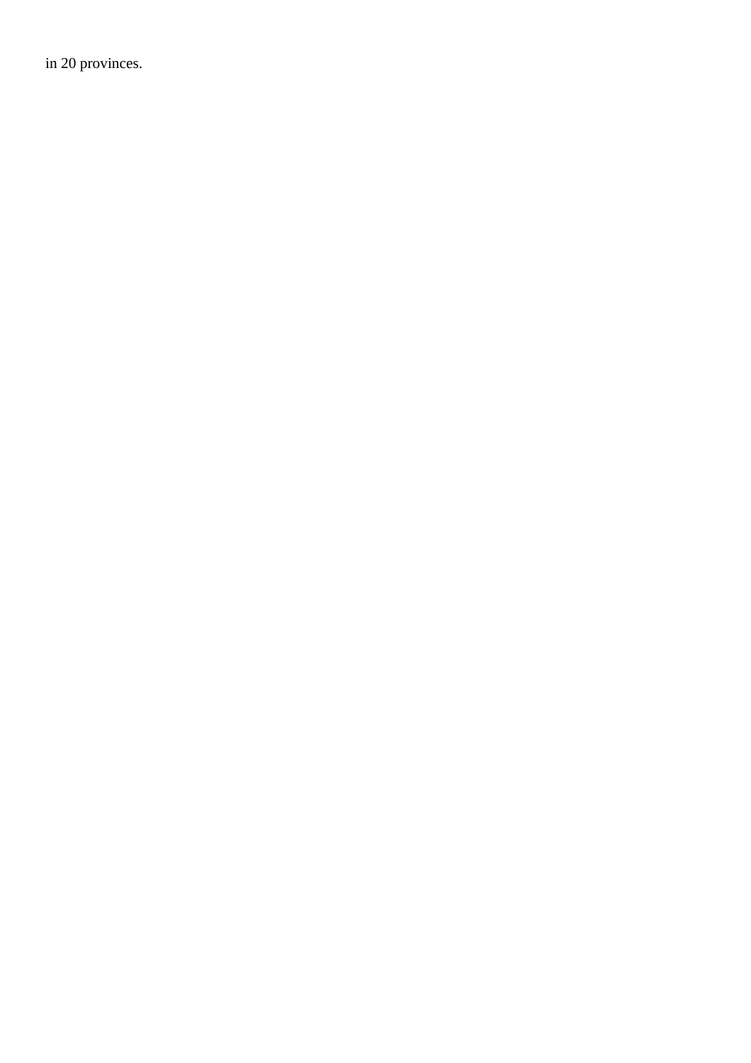in 20 provinces.